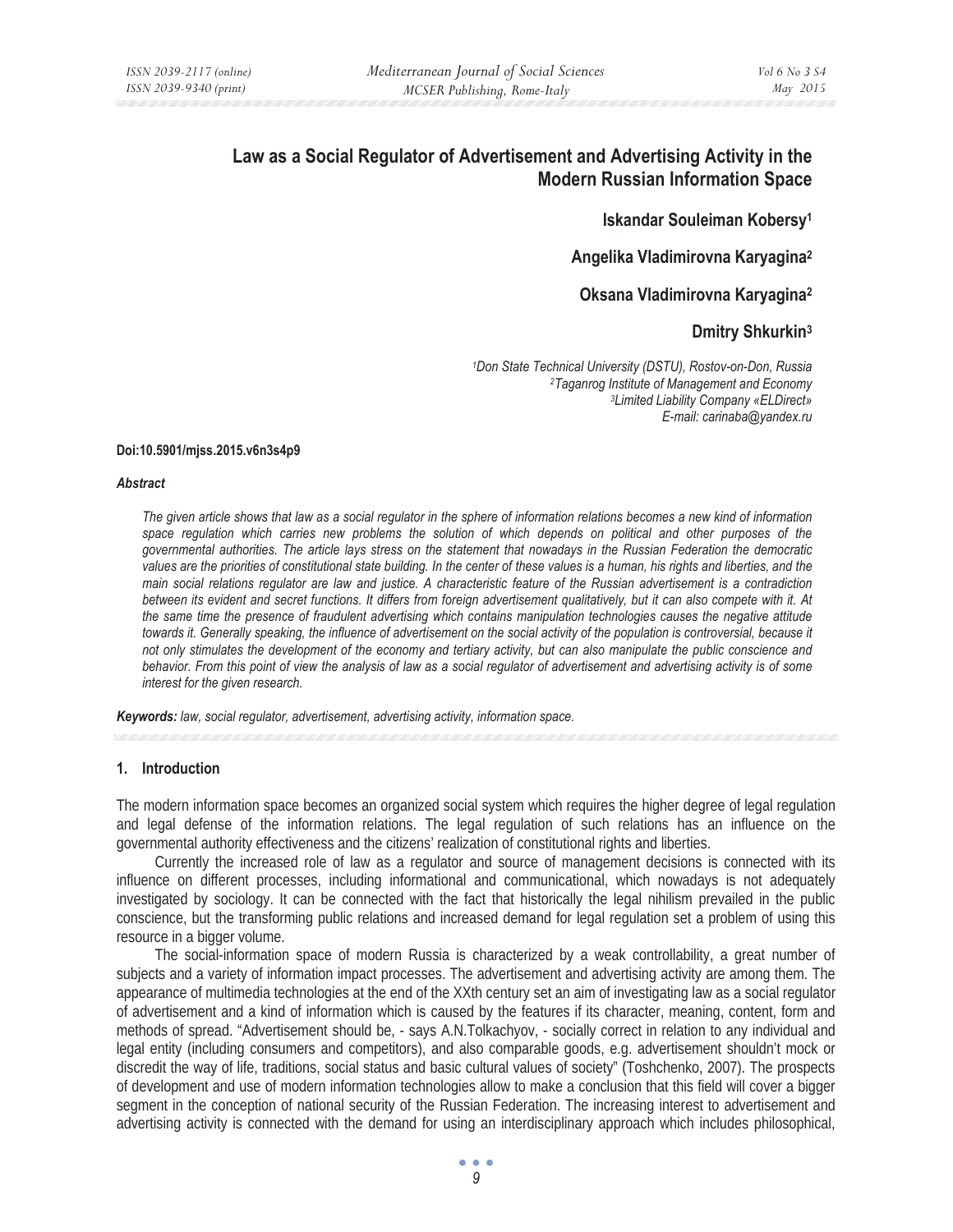# Law as a Social Regulator of Advertisement and Advertising Activity in the Modern Russian Information Space

**Iskandar Souleiman Kobersy[1]**

**Angelika Vladimirovna Karyagina[2]**

**Oksana Vladimirovna Karyagina[2]**

**Dmitry Shkurkin[3]**

*[1]Don State Technical University (DSTU), Rostov-on-Don, Russia*
*[2]Taganrog Institute of Management and Economy*
*[3]Limited Liability Company «ELDirect»*
*E-mail: carinaba@yandex.ru*

**Doi:10.5901/mjss.2015.v6n3s4p9**

***Abstract***

*The given article shows that law as a social regulator in the sphere of information relations becomes a new kind of information space regulation which carries new problems the solution of which depends on political and other purposes of the governmental authorities. The article lays stress on the statement that nowadays in the Russian Federation the democratic values are the priorities of constitutional state building. In the center of these values is a human, his rights and liberties, and the main social relations regulator are law and justice. A characteristic feature of the Russian advertisement is a contradiction between its evident and secret functions. It differs from foreign advertisement qualitatively, but it can also compete with it. At the same time the presence of fraudulent advertising which contains manipulation technologies causes the negative attitude towards it. Generally speaking, the influence of advertisement on the social activity of the population is controversial, because it not only stimulates the development of the economy and tertiary activity, but can also manipulate the public conscience and behavior. From this point of view the analysis of law as a social regulator of advertisement and advertising activity is of some interest for the given research.*

***Keywords:*** *law, social regulator, advertisement, advertising activity, information space.*

## 1. Introduction

The modern information space becomes an organized social system which requires the higher degree of legal regulation and legal defense of the information relations. The legal regulation of such relations has an influence on the governmental authority effectiveness and the citizens' realization of constitutional rights and liberties.

Currently the increased role of law as a regulator and source of management decisions is connected with its influence on different processes, including informational and communicational, which nowadays is not adequately investigated by sociology. It can be connected with the fact that historically the legal nihilism prevailed in the public conscience, but the transforming public relations and increased demand for legal regulation set a problem of using this resource in a bigger volume.

The social-information space of modern Russia is characterized by a weak controllability, a great number of subjects and a variety of information impact processes. The advertisement and advertising activity are among them. The appearance of multimedia technologies at the end of the XXth century set an aim of investigating law as a social regulator of advertisement and a kind of information which is caused by the features if its character, meaning, content, form and methods of spread. "Advertisement should be, - says A.N.Tolkachyov, - socially correct in relation to any individual and legal entity (including consumers and competitors), and also comparable goods, e.g. advertisement shouldn't mock or discredit the way of life, traditions, social status and basic cultural values of society" (Toshchenko, 2007). The prospects of development and use of modern information technologies allow to make a conclusion that this field will cover a bigger segment in the conception of national security of the Russian Federation. The increasing interest to advertisement and advertising activity is connected with the demand for using an interdisciplinary approach which includes philosophical,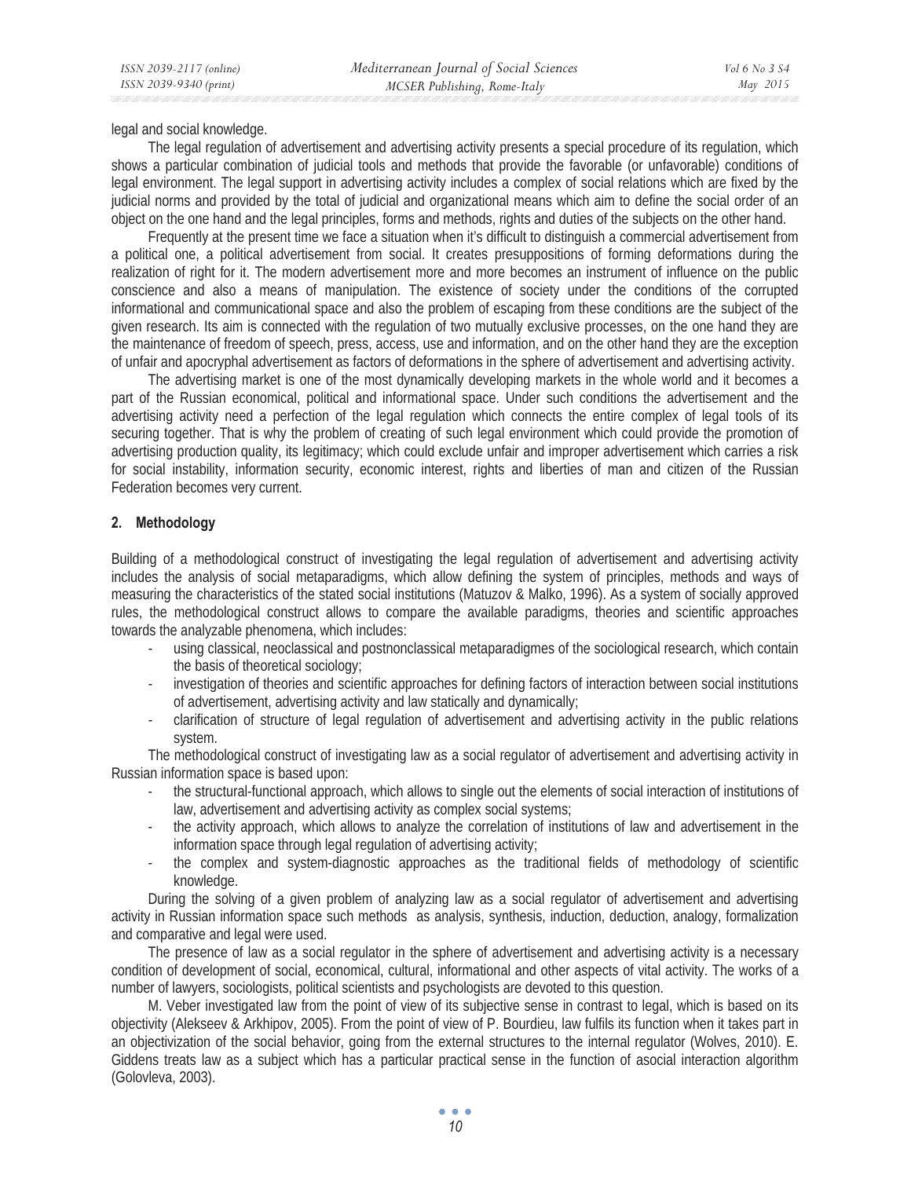legal and social knowledge.

The legal regulation of advertisement and advertising activity presents a special procedure of its regulation, which shows a particular combination of judicial tools and methods that provide the favorable (or unfavorable) conditions of legal environment. The legal support in advertising activity includes a complex of social relations which are fixed by the judicial norms and provided by the total of judicial and organizational means which aim to define the social order of an object on the one hand and the legal principles, forms and methods, rights and duties of the subjects on the other hand.

Frequently at the present time we face a situation when it's difficult to distinguish a commercial advertisement from a political one, a political advertisement from social. It creates presuppositions of forming deformations during the realization of right for it. The modern advertisement more and more becomes an instrument of influence on the public conscience and also a means of manipulation. The existence of society under the conditions of the corrupted informational and communicational space and also the problem of escaping from these conditions are the subject of the given research. Its aim is connected with the regulation of two mutually exclusive processes, on the one hand they are the maintenance of freedom of speech, press, access, use and information, and on the other hand they are the exception of unfair and apocryphal advertisement as factors of deformations in the sphere of advertisement and advertising activity.

The advertising market is one of the most dynamically developing markets in the whole world and it becomes a part of the Russian economical, political and informational space. Under such conditions the advertisement and the advertising activity need a perfection of the legal regulation which connects the entire complex of legal tools of its securing together. That is why the problem of creating of such legal environment which could provide the promotion of advertising production quality, its legitimacy; which could exclude unfair and improper advertisement which carries a risk for social instability, information security, economic interest, rights and liberties of man and citizen of the Russian Federation becomes very current.

## 2. Methodology

Building of a methodological construct of investigating the legal regulation of advertisement and advertising activity includes the analysis of social metaparadigms, which allow defining the system of principles, methods and ways of measuring the characteristics of the stated social institutions (Matuzov & Malko, 1996). As a system of socially approved rules, the methodological construct allows to compare the available paradigms, theories and scientific approaches towards the analyzable phenomena, which includes:

- using classical, neoclassical and postnonclassical metaparadigmes of the sociological research, which contain the basis of theoretical sociology;
- investigation of theories and scientific approaches for defining factors of interaction between social institutions of advertisement, advertising activity and law statically and dynamically;
- clarification of structure of legal regulation of advertisement and advertising activity in the public relations system.

The methodological construct of investigating law as a social regulator of advertisement and advertising activity in Russian information space is based upon:

- the structural-functional approach, which allows to single out the elements of social interaction of institutions of law, advertisement and advertising activity as complex social systems;
- the activity approach, which allows to analyze the correlation of institutions of law and advertisement in the information space through legal regulation of advertising activity;
- the complex and system-diagnostic approaches as the traditional fields of methodology of scientific knowledge.

During the solving of a given problem of analyzing law as a social regulator of advertisement and advertising activity in Russian information space such methods as analysis, synthesis, induction, deduction, analogy, formalization and comparative and legal were used.

The presence of law as a social regulator in the sphere of advertisement and advertising activity is a necessary condition of development of social, economical, cultural, informational and other aspects of vital activity. The works of a number of lawyers, sociologists, political scientists and psychologists are devoted to this question.

M. Veber investigated law from the point of view of its subjective sense in contrast to legal, which is based on its objectivity (Alekseev & Arkhipov, 2005). From the point of view of P. Bourdieu, law fulfils its function when it takes part in an objectivization of the social behavior, going from the external structures to the internal regulator (Wolves, 2010). E. Giddens treats law as a subject which has a particular practical sense in the function of asocial interaction algorithm (Golovleva, 2003).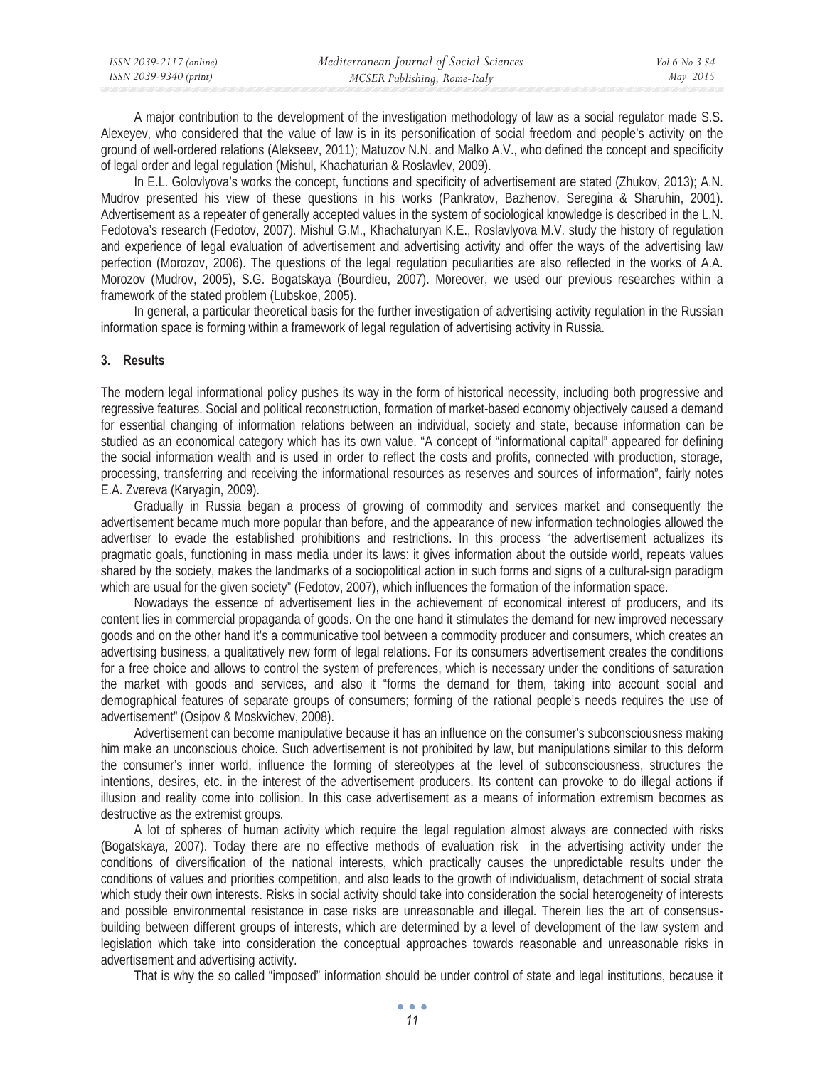A major contribution to the development of the investigation methodology of law as a social regulator made S.S. Alexeyev, who considered that the value of law is in its personification of social freedom and people's activity on the ground of well-ordered relations (Alekseev, 2011); Matuzov N.N. and Malko A.V., who defined the concept and specificity of legal order and legal regulation (Mishul, Khachaturian & Roslavlev, 2009).

In E.L. Golovlyova's works the concept, functions and specificity of advertisement are stated (Zhukov, 2013); A.N. Mudrov presented his view of these questions in his works (Pankratov, Bazhenov, Seregina & Sharuhin, 2001). Advertisement as a repeater of generally accepted values in the system of sociological knowledge is described in the L.N. Fedotova's research (Fedotov, 2007). Mishul G.M., Khachaturyan K.E., Roslavlyova M.V. study the history of regulation and experience of legal evaluation of advertisement and advertising activity and offer the ways of the advertising law perfection (Morozov, 2006). The questions of the legal regulation peculiarities are also reflected in the works of A.A. Morozov (Mudrov, 2005), S.G. Bogatskaya (Bourdieu, 2007). Moreover, we used our previous researches within a framework of the stated problem (Lubskoe, 2005).

In general, a particular theoretical basis for the further investigation of advertising activity regulation in the Russian information space is forming within a framework of legal regulation of advertising activity in Russia.

## 3. Results

The modern legal informational policy pushes its way in the form of historical necessity, including both progressive and regressive features. Social and political reconstruction, formation of market-based economy objectively caused a demand for essential changing of information relations between an individual, society and state, because information can be studied as an economical category which has its own value. "A concept of "informational capital" appeared for defining the social information wealth and is used in order to reflect the costs and profits, connected with production, storage, processing, transferring and receiving the informational resources as reserves and sources of information", fairly notes E.A. Zvereva (Karyagin, 2009).

Gradually in Russia began a process of growing of commodity and services market and consequently the advertisement became much more popular than before, and the appearance of new information technologies allowed the advertiser to evade the established prohibitions and restrictions. In this process "the advertisement actualizes its pragmatic goals, functioning in mass media under its laws: it gives information about the outside world, repeats values shared by the society, makes the landmarks of a sociopolitical action in such forms and signs of a cultural-sign paradigm which are usual for the given society" (Fedotov, 2007), which influences the formation of the information space.

Nowadays the essence of advertisement lies in the achievement of economical interest of producers, and its content lies in commercial propaganda of goods. On the one hand it stimulates the demand for new improved necessary goods and on the other hand it's a communicative tool between a commodity producer and consumers, which creates an advertising business, a qualitatively new form of legal relations. For its consumers advertisement creates the conditions for a free choice and allows to control the system of preferences, which is necessary under the conditions of saturation the market with goods and services, and also it "forms the demand for them, taking into account social and demographical features of separate groups of consumers; forming of the rational people's needs requires the use of advertisement" (Osipov & Moskvichev, 2008).

Advertisement can become manipulative because it has an influence on the consumer's subconsciousness making him make an unconscious choice. Such advertisement is not prohibited by law, but manipulations similar to this deform the consumer's inner world, influence the forming of stereotypes at the level of subconsciousness, structures the intentions, desires, etc. in the interest of the advertisement producers. Its content can provoke to do illegal actions if illusion and reality come into collision. In this case advertisement as a means of information extremism becomes as destructive as the extremist groups.

A lot of spheres of human activity which require the legal regulation almost always are connected with risks (Bogatskaya, 2007). Today there are no effective methods of evaluation risk in the advertising activity under the conditions of diversification of the national interests, which practically causes the unpredictable results under the conditions of values and priorities competition, and also leads to the growth of individualism, detachment of social strata which study their own interests. Risks in social activity should take into consideration the social heterogeneity of interests and possible environmental resistance in case risks are unreasonable and illegal. Therein lies the art of consensus-building between different groups of interests, which are determined by a level of development of the law system and legislation which take into consideration the conceptual approaches towards reasonable and unreasonable risks in advertisement and advertising activity.

That is why the so called "imposed" information should be under control of state and legal institutions, because it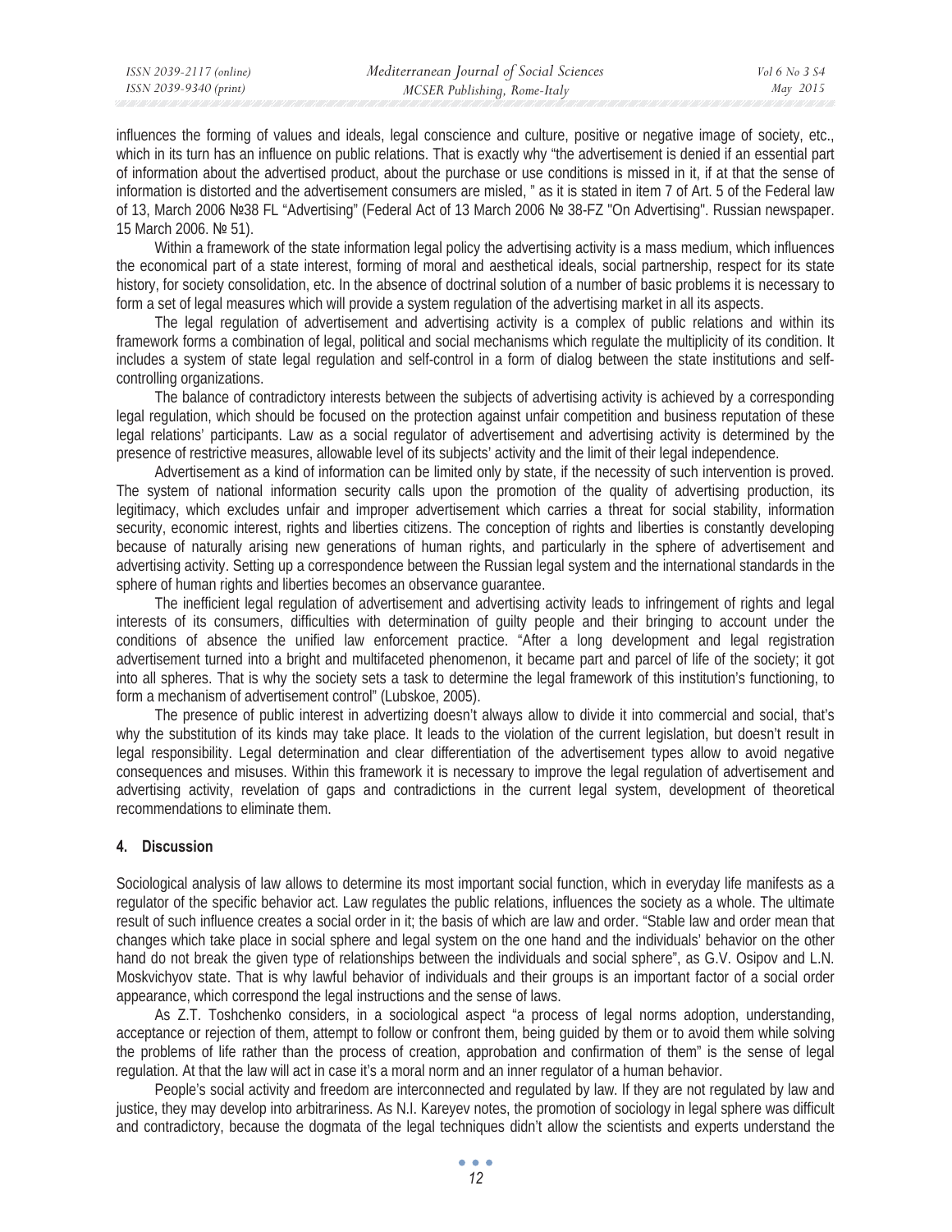influences the forming of values and ideals, legal conscience and culture, positive or negative image of society, etc., which in its turn has an influence on public relations. That is exactly why "the advertisement is denied if an essential part of information about the advertised product, about the purchase or use conditions is missed in it, if at that the sense of information is distorted and the advertisement consumers are misled, " as it is stated in item 7 of Art. 5 of the Federal law of 13, March 2006 №38 FL "Advertising" (Federal Act of 13 March 2006 № 38-FZ "On Advertising". Russian newspaper. 15 March 2006. № 51).

Within a framework of the state information legal policy the advertising activity is a mass medium, which influences the economical part of a state interest, forming of moral and aesthetical ideals, social partnership, respect for its state history, for society consolidation, etc. In the absence of doctrinal solution of a number of basic problems it is necessary to form a set of legal measures which will provide a system regulation of the advertising market in all its aspects.

The legal regulation of advertisement and advertising activity is a complex of public relations and within its framework forms a combination of legal, political and social mechanisms which regulate the multiplicity of its condition. It includes a system of state legal regulation and self-control in a form of dialog between the state institutions and self-controlling organizations.

The balance of contradictory interests between the subjects of advertising activity is achieved by a corresponding legal regulation, which should be focused on the protection against unfair competition and business reputation of these legal relations' participants. Law as a social regulator of advertisement and advertising activity is determined by the presence of restrictive measures, allowable level of its subjects' activity and the limit of their legal independence.

Advertisement as a kind of information can be limited only by state, if the necessity of such intervention is proved. The system of national information security calls upon the promotion of the quality of advertising production, its legitimacy, which excludes unfair and improper advertisement which carries a threat for social stability, information security, economic interest, rights and liberties citizens. The conception of rights and liberties is constantly developing because of naturally arising new generations of human rights, and particularly in the sphere of advertisement and advertising activity. Setting up a correspondence between the Russian legal system and the international standards in the sphere of human rights and liberties becomes an observance guarantee.

The inefficient legal regulation of advertisement and advertising activity leads to infringement of rights and legal interests of its consumers, difficulties with determination of guilty people and their bringing to account under the conditions of absence the unified law enforcement practice. "After a long development and legal registration advertisement turned into a bright and multifaceted phenomenon, it became part and parcel of life of the society; it got into all spheres. That is why the society sets a task to determine the legal framework of this institution's functioning, to form a mechanism of advertisement control" (Lubskoe, 2005).

The presence of public interest in advertizing doesn't always allow to divide it into commercial and social, that's why the substitution of its kinds may take place. It leads to the violation of the current legislation, but doesn't result in legal responsibility. Legal determination and clear differentiation of the advertisement types allow to avoid negative consequences and misuses. Within this framework it is necessary to improve the legal regulation of advertisement and advertising activity, revelation of gaps and contradictions in the current legal system, development of theoretical recommendations to eliminate them.

## 4. Discussion

Sociological analysis of law allows to determine its most important social function, which in everyday life manifests as a regulator of the specific behavior act. Law regulates the public relations, influences the society as a whole. The ultimate result of such influence creates a social order in it; the basis of which are law and order. "Stable law and order mean that changes which take place in social sphere and legal system on the one hand and the individuals' behavior on the other hand do not break the given type of relationships between the individuals and social sphere", as G.V. Osipov and L.N. Moskvichyov state. That is why lawful behavior of individuals and their groups is an important factor of a social order appearance, which correspond the legal instructions and the sense of laws.

As Z.T. Toshchenko considers, in a sociological aspect "a process of legal norms adoption, understanding, acceptance or rejection of them, attempt to follow or confront them, being guided by them or to avoid them while solving the problems of life rather than the process of creation, approbation and confirmation of them" is the sense of legal regulation. At that the law will act in case it's a moral norm and an inner regulator of a human behavior.

People's social activity and freedom are interconnected and regulated by law. If they are not regulated by law and justice, they may develop into arbitrariness. As N.I. Kareyev notes, the promotion of sociology in legal sphere was difficult and contradictory, because the dogmata of the legal techniques didn't allow the scientists and experts understand the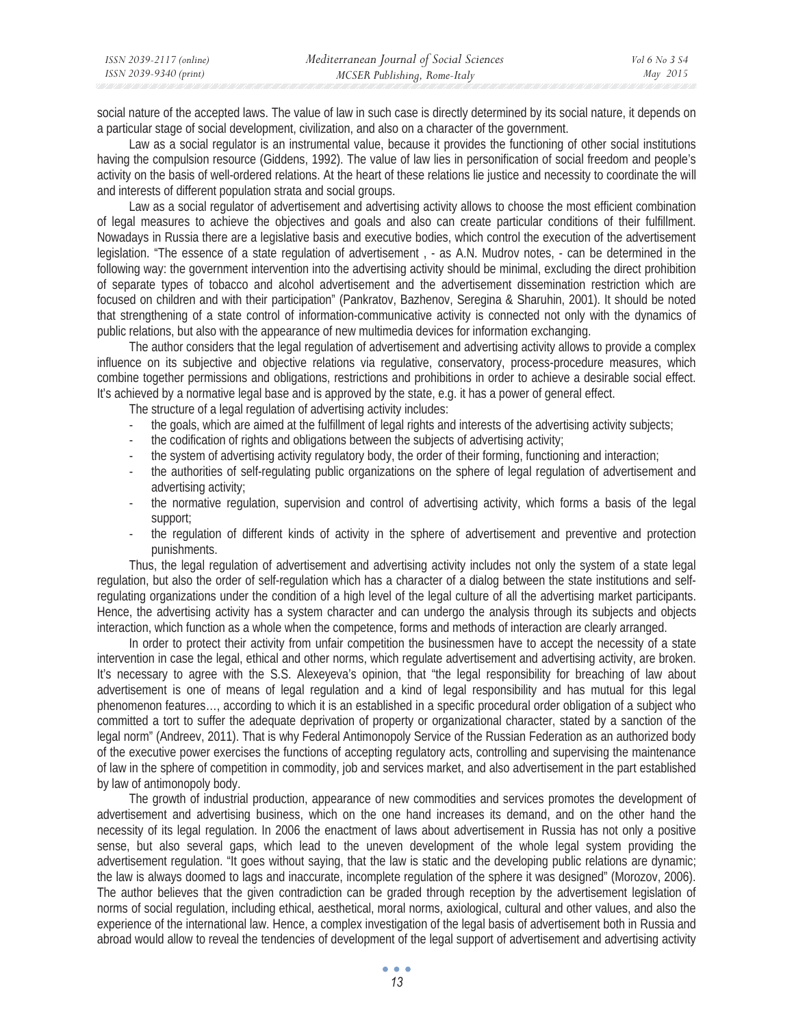social nature of the accepted laws. The value of law in such case is directly determined by its social nature, it depends on a particular stage of social development, civilization, and also on a character of the government.

Law as a social regulator is an instrumental value, because it provides the functioning of other social institutions having the compulsion resource (Giddens, 1992). The value of law lies in personification of social freedom and people's activity on the basis of well-ordered relations. At the heart of these relations lie justice and necessity to coordinate the will and interests of different population strata and social groups.

Law as a social regulator of advertisement and advertising activity allows to choose the most efficient combination of legal measures to achieve the objectives and goals and also can create particular conditions of their fulfillment. Nowadays in Russia there are a legislative basis and executive bodies, which control the execution of the advertisement legislation. "The essence of a state regulation of advertisement , - as A.N. Mudrov notes, - can be determined in the following way: the government intervention into the advertising activity should be minimal, excluding the direct prohibition of separate types of tobacco and alcohol advertisement and the advertisement dissemination restriction which are focused on children and with their participation" (Pankratov, Bazhenov, Seregina & Sharuhin, 2001). It should be noted that strengthening of a state control of information-communicative activity is connected not only with the dynamics of public relations, but also with the appearance of new multimedia devices for information exchanging.

The author considers that the legal regulation of advertisement and advertising activity allows to provide a complex influence on its subjective and objective relations via regulative, conservatory, process-procedure measures, which combine together permissions and obligations, restrictions and prohibitions in order to achieve a desirable social effect. It's achieved by a normative legal base and is approved by the state, e.g. it has a power of general effect.

The structure of a legal regulation of advertising activity includes:

- the goals, which are aimed at the fulfillment of legal rights and interests of the advertising activity subjects;
- the codification of rights and obligations between the subjects of advertising activity;
- the system of advertising activity regulatory body, the order of their forming, functioning and interaction;
- the authorities of self-regulating public organizations on the sphere of legal regulation of advertisement and advertising activity;
- the normative regulation, supervision and control of advertising activity, which forms a basis of the legal support;
- the regulation of different kinds of activity in the sphere of advertisement and preventive and protection punishments.

Thus, the legal regulation of advertisement and advertising activity includes not only the system of a state legal regulation, but also the order of self-regulation which has a character of a dialog between the state institutions and self-regulating organizations under the condition of a high level of the legal culture of all the advertising market participants. Hence, the advertising activity has a system character and can undergo the analysis through its subjects and objects interaction, which function as a whole when the competence, forms and methods of interaction are clearly arranged.

In order to protect their activity from unfair competition the businessmen have to accept the necessity of a state intervention in case the legal, ethical and other norms, which regulate advertisement and advertising activity, are broken. It's necessary to agree with the S.S. Alexeyeva's opinion, that "the legal responsibility for breaching of law about advertisement is one of means of legal regulation and a kind of legal responsibility and has mutual for this legal phenomenon features…, according to which it is an established in a specific procedural order obligation of a subject who committed a tort to suffer the adequate deprivation of property or organizational character, stated by a sanction of the legal norm" (Andreev, 2011). That is why Federal Antimonopoly Service of the Russian Federation as an authorized body of the executive power exercises the functions of accepting regulatory acts, controlling and supervising the maintenance of law in the sphere of competition in commodity, job and services market, and also advertisement in the part established by law of antimonopoly body.

The growth of industrial production, appearance of new commodities and services promotes the development of advertisement and advertising business, which on the one hand increases its demand, and on the other hand the necessity of its legal regulation. In 2006 the enactment of laws about advertisement in Russia has not only a positive sense, but also several gaps, which lead to the uneven development of the whole legal system providing the advertisement regulation. "It goes without saying, that the law is static and the developing public relations are dynamic; the law is always doomed to lags and inaccurate, incomplete regulation of the sphere it was designed" (Morozov, 2006). The author believes that the given contradiction can be graded through reception by the advertisement legislation of norms of social regulation, including ethical, aesthetical, moral norms, axiological, cultural and other values, and also the experience of the international law. Hence, a complex investigation of the legal basis of advertisement both in Russia and abroad would allow to reveal the tendencies of development of the legal support of advertisement and advertising activity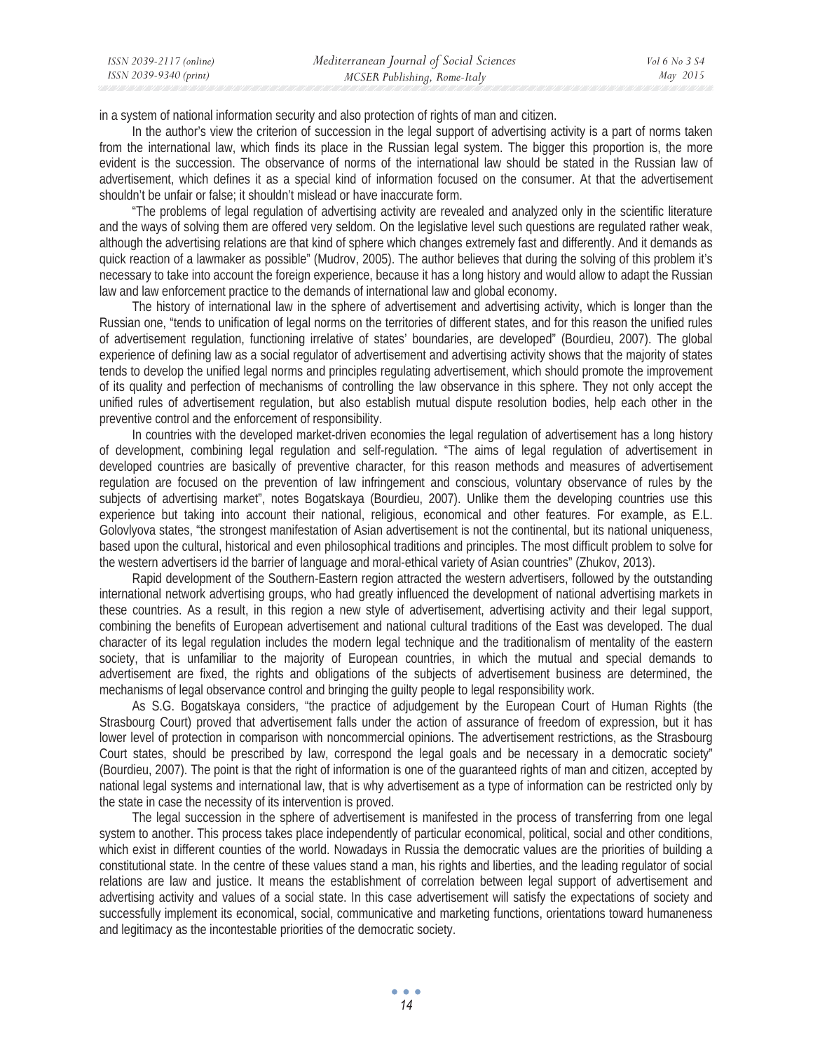in a system of national information security and also protection of rights of man and citizen.

In the author's view the criterion of succession in the legal support of advertising activity is a part of norms taken from the international law, which finds its place in the Russian legal system. The bigger this proportion is, the more evident is the succession. The observance of norms of the international law should be stated in the Russian law of advertisement, which defines it as a special kind of information focused on the consumer. At that the advertisement shouldn't be unfair or false; it shouldn't mislead or have inaccurate form.

"The problems of legal regulation of advertising activity are revealed and analyzed only in the scientific literature and the ways of solving them are offered very seldom. On the legislative level such questions are regulated rather weak, although the advertising relations are that kind of sphere which changes extremely fast and differently. And it demands as quick reaction of a lawmaker as possible" (Mudrov, 2005). The author believes that during the solving of this problem it's necessary to take into account the foreign experience, because it has a long history and would allow to adapt the Russian law and law enforcement practice to the demands of international law and global economy.

The history of international law in the sphere of advertisement and advertising activity, which is longer than the Russian one, "tends to unification of legal norms on the territories of different states, and for this reason the unified rules of advertisement regulation, functioning irrelative of states' boundaries, are developed" (Bourdieu, 2007). The global experience of defining law as a social regulator of advertisement and advertising activity shows that the majority of states tends to develop the unified legal norms and principles regulating advertisement, which should promote the improvement of its quality and perfection of mechanisms of controlling the law observance in this sphere. They not only accept the unified rules of advertisement regulation, but also establish mutual dispute resolution bodies, help each other in the preventive control and the enforcement of responsibility.

In countries with the developed market-driven economies the legal regulation of advertisement has a long history of development, combining legal regulation and self-regulation. "The aims of legal regulation of advertisement in developed countries are basically of preventive character, for this reason methods and measures of advertisement regulation are focused on the prevention of law infringement and conscious, voluntary observance of rules by the subjects of advertising market", notes Bogatskaya (Bourdieu, 2007). Unlike them the developing countries use this experience but taking into account their national, religious, economical and other features. For example, as E.L. Golovlyova states, "the strongest manifestation of Asian advertisement is not the continental, but its national uniqueness, based upon the cultural, historical and even philosophical traditions and principles. The most difficult problem to solve for the western advertisers id the barrier of language and moral-ethical variety of Asian countries" (Zhukov, 2013).

Rapid development of the Southern-Eastern region attracted the western advertisers, followed by the outstanding international network advertising groups, who had greatly influenced the development of national advertising markets in these countries. As a result, in this region a new style of advertisement, advertising activity and their legal support, combining the benefits of European advertisement and national cultural traditions of the East was developed. The dual character of its legal regulation includes the modern legal technique and the traditionalism of mentality of the eastern society, that is unfamiliar to the majority of European countries, in which the mutual and special demands to advertisement are fixed, the rights and obligations of the subjects of advertisement business are determined, the mechanisms of legal observance control and bringing the guilty people to legal responsibility work.

As S.G. Bogatskaya considers, "the practice of adjudgement by the European Court of Human Rights (the Strasbourg Court) proved that advertisement falls under the action of assurance of freedom of expression, but it has lower level of protection in comparison with noncommercial opinions. The advertisement restrictions, as the Strasbourg Court states, should be prescribed by law, correspond the legal goals and be necessary in a democratic society" (Bourdieu, 2007). The point is that the right of information is one of the guaranteed rights of man and citizen, accepted by national legal systems and international law, that is why advertisement as a type of information can be restricted only by the state in case the necessity of its intervention is proved.

The legal succession in the sphere of advertisement is manifested in the process of transferring from one legal system to another. This process takes place independently of particular economical, political, social and other conditions, which exist in different counties of the world. Nowadays in Russia the democratic values are the priorities of building a constitutional state. In the centre of these values stand a man, his rights and liberties, and the leading regulator of social relations are law and justice. It means the establishment of correlation between legal support of advertisement and advertising activity and values of a social state. In this case advertisement will satisfy the expectations of society and successfully implement its economical, social, communicative and marketing functions, orientations toward humaneness and legitimacy as the incontestable priorities of the democratic society.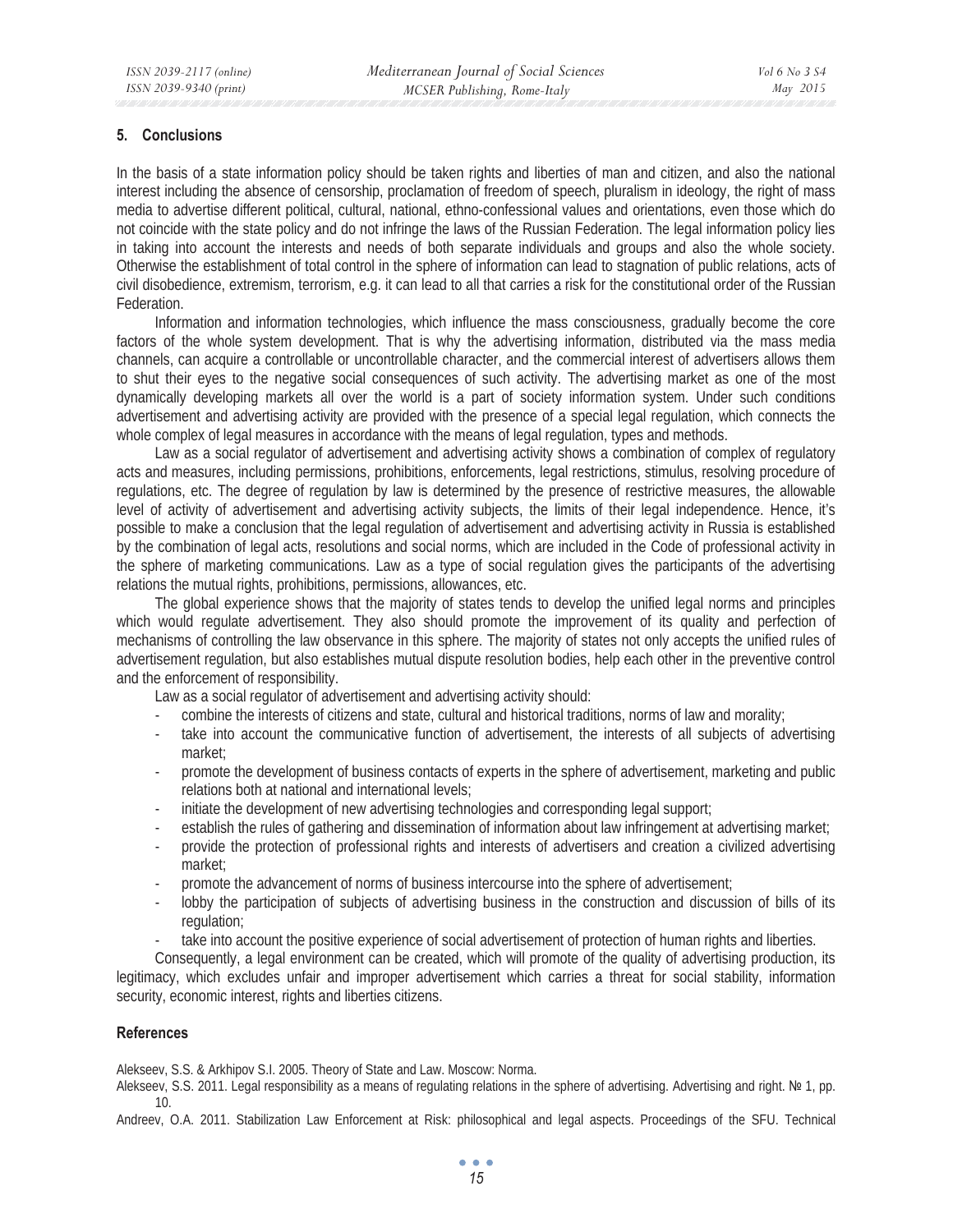## 5. Conclusions

In the basis of a state information policy should be taken rights and liberties of man and citizen, and also the national interest including the absence of censorship, proclamation of freedom of speech, pluralism in ideology, the right of mass media to advertise different political, cultural, national, ethno-confessional values and orientations, even those which do not coincide with the state policy and do not infringe the laws of the Russian Federation. The legal information policy lies in taking into account the interests and needs of both separate individuals and groups and also the whole society. Otherwise the establishment of total control in the sphere of information can lead to stagnation of public relations, acts of civil disobedience, extremism, terrorism, e.g. it can lead to all that carries a risk for the constitutional order of the Russian Federation.

Information and information technologies, which influence the mass consciousness, gradually become the core factors of the whole system development. That is why the advertising information, distributed via the mass media channels, can acquire a controllable or uncontrollable character, and the commercial interest of advertisers allows them to shut their eyes to the negative social consequences of such activity. The advertising market as one of the most dynamically developing markets all over the world is a part of society information system. Under such conditions advertisement and advertising activity are provided with the presence of a special legal regulation, which connects the whole complex of legal measures in accordance with the means of legal regulation, types and methods.

Law as a social regulator of advertisement and advertising activity shows a combination of complex of regulatory acts and measures, including permissions, prohibitions, enforcements, legal restrictions, stimulus, resolving procedure of regulations, etc. The degree of regulation by law is determined by the presence of restrictive measures, the allowable level of activity of advertisement and advertising activity subjects, the limits of their legal independence. Hence, it's possible to make a conclusion that the legal regulation of advertisement and advertising activity in Russia is established by the combination of legal acts, resolutions and social norms, which are included in the Code of professional activity in the sphere of marketing communications. Law as a type of social regulation gives the participants of the advertising relations the mutual rights, prohibitions, permissions, allowances, etc.

The global experience shows that the majority of states tends to develop the unified legal norms and principles which would regulate advertisement. They also should promote the improvement of its quality and perfection of mechanisms of controlling the law observance in this sphere. The majority of states not only accepts the unified rules of advertisement regulation, but also establishes mutual dispute resolution bodies, help each other in the preventive control and the enforcement of responsibility.

Law as a social regulator of advertisement and advertising activity should:

- combine the interests of citizens and state, cultural and historical traditions, norms of law and morality;
- take into account the communicative function of advertisement, the interests of all subjects of advertising market;
- promote the development of business contacts of experts in the sphere of advertisement, marketing and public relations both at national and international levels;
- initiate the development of new advertising technologies and corresponding legal support;
- establish the rules of gathering and dissemination of information about law infringement at advertising market;
- provide the protection of professional rights and interests of advertisers and creation a civilized advertising market;
- promote the advancement of norms of business intercourse into the sphere of advertisement;
- lobby the participation of subjects of advertising business in the construction and discussion of bills of its regulation;
- take into account the positive experience of social advertisement of protection of human rights and liberties.

Consequently, a legal environment can be created, which will promote of the quality of advertising production, its legitimacy, which excludes unfair and improper advertisement which carries a threat for social stability, information security, economic interest, rights and liberties citizens.

## References

Alekseev, S.S. & Arkhipov S.I. 2005. Theory of State and Law. Moscow: Norma.

Alekseev, S.S. 2011. Legal responsibility as a means of regulating relations in the sphere of advertising. Advertising and right. № 1, pp. 10.

Andreev, O.A. 2011. Stabilization Law Enforcement at Risk: philosophical and legal aspects. Proceedings of the SFU. Technical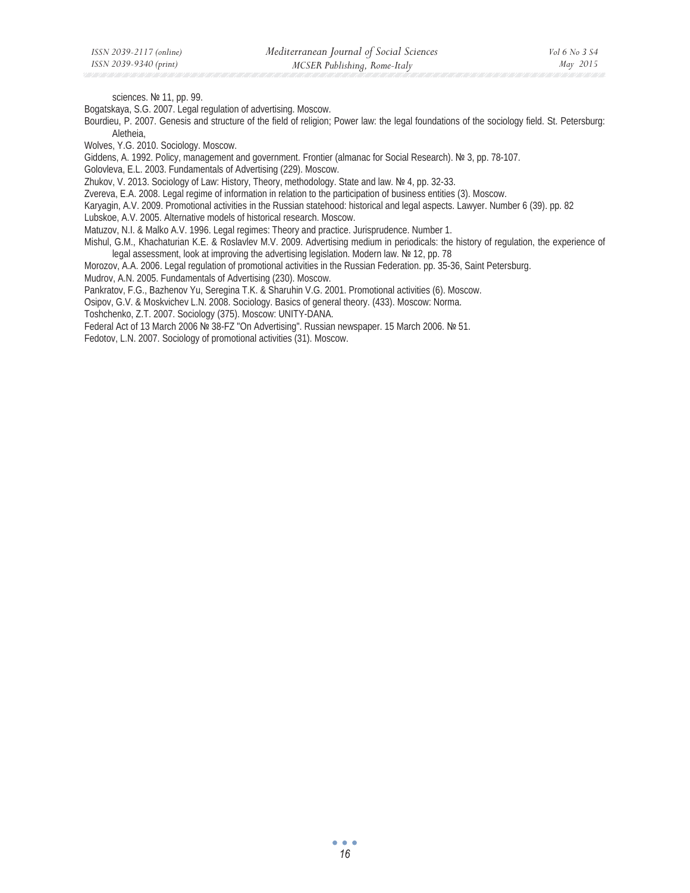sciences. № 11, pp. 99.

Bogatskaya, S.G. 2007. Legal regulation of advertising. Moscow.

Bourdieu, P. 2007. Genesis and structure of the field of religion; Power law: the legal foundations of the sociology field. St. Petersburg: Aletheia,

Wolves, Y.G. 2010. Sociology. Moscow.

Giddens, A. 1992. Policy, management and government. Frontier (almanac for Social Research). № 3, pp. 78-107.

Golovleva, E.L. 2003. Fundamentals of Advertising (229). Moscow.

Zhukov, V. 2013. Sociology of Law: History, Theory, methodology. State and law. № 4, pp. 32-33.

Zvereva, E.A. 2008. Legal regime of information in relation to the participation of business entities (3). Moscow.

Karyagin, A.V. 2009. Promotional activities in the Russian statehood: historical and legal aspects. Lawyer. Number 6 (39). pp. 82

Lubskoe, A.V. 2005. Alternative models of historical research. Moscow.

Matuzov, N.I. & Malko A.V. 1996. Legal regimes: Theory and practice. Jurisprudence. Number 1.

Mishul, G.M., Khachaturian K.E. & Roslavlev M.V. 2009. Advertising medium in periodicals: the history of regulation, the experience of legal assessment, look at improving the advertising legislation. Modern law. № 12, pp. 78

Morozov, A.A. 2006. Legal regulation of promotional activities in the Russian Federation. pp. 35-36, Saint Petersburg.

Mudrov, A.N. 2005. Fundamentals of Advertising (230). Moscow.

Pankratov, F.G., Bazhenov Yu, Seregina T.K. & Sharuhin V.G. 2001. Promotional activities (6). Moscow.

Osipov, G.V. & Moskvichev L.N. 2008. Sociology. Basics of general theory. (433). Moscow: Norma.

Toshchenko, Z.T. 2007. Sociology (375). Moscow: UNITY-DANA.

Federal Act of 13 March 2006 № 38-FZ "On Advertising". Russian newspaper. 15 March 2006. № 51.

Fedotov, L.N. 2007. Sociology of promotional activities (31). Moscow.